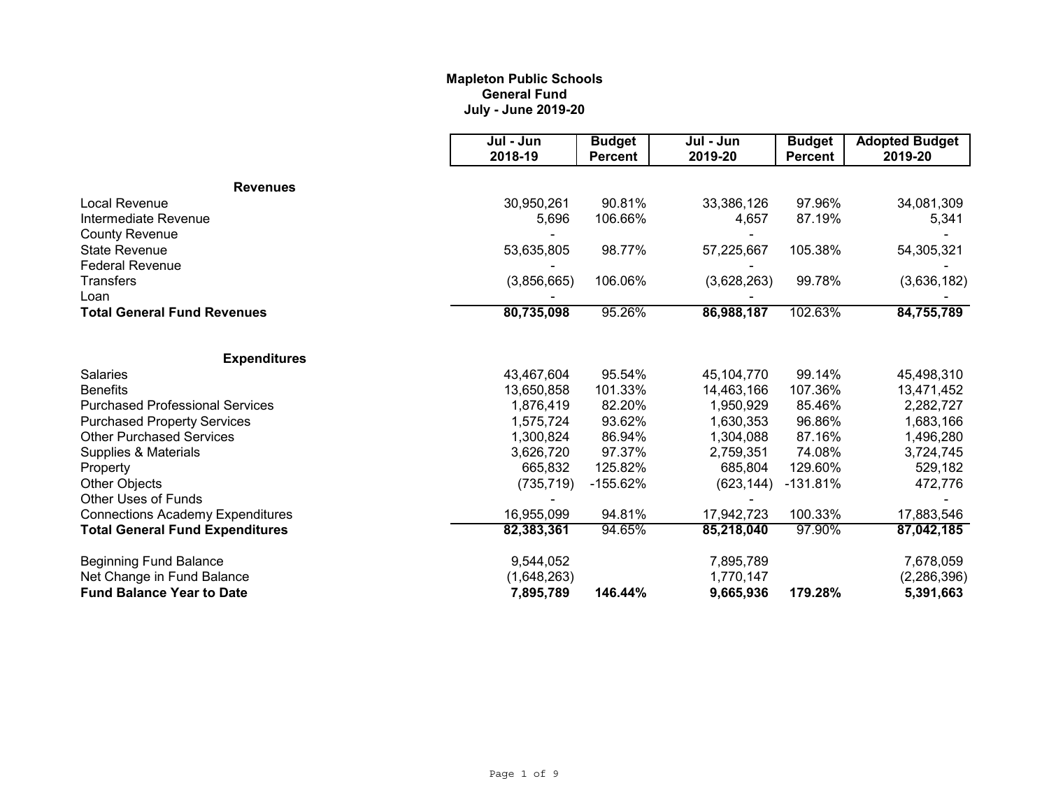**Mapleton Public Schools**
**General Fund**
**July - June 2019-20**

| | Jul - Jun 2018-19 | Budget Percent | Jul - Jun 2019-20 | Budget Percent | Adopted Budget 2019-20 |
|---|---|---|---|---|---|
| **Revenues** | | | | | |
| Local Revenue | 30,950,261 | 90.81% | 33,386,126 | 97.96% | 34,081,309 |
| Intermediate Revenue | 5,696 | 106.66% | 4,657 | 87.19% | 5,341 |
| County Revenue | - | | - | | - |
| State Revenue | 53,635,805 | 98.77% | 57,225,667 | 105.38% | 54,305,321 |
| Federal Revenue | - | | - | | - |
| Transfers | (3,856,665) | 106.06% | (3,628,263) | 99.78% | (3,636,182) |
| Loan | - | | - | | - |
| **Total General Fund Revenues** | **80,735,098** | 95.26% | **86,988,187** | 102.63% | **84,755,789** |
| **Expenditures** | | | | | |
| Salaries | 43,467,604 | 95.54% | 45,104,770 | 99.14% | 45,498,310 |
| Benefits | 13,650,858 | 101.33% | 14,463,166 | 107.36% | 13,471,452 |
| Purchased Professional Services | 1,876,419 | 82.20% | 1,950,929 | 85.46% | 2,282,727 |
| Purchased Property Services | 1,575,724 | 93.62% | 1,630,353 | 96.86% | 1,683,166 |
| Other Purchased Services | 1,300,824 | 86.94% | 1,304,088 | 87.16% | 1,496,280 |
| Supplies & Materials | 3,626,720 | 97.37% | 2,759,351 | 74.08% | 3,724,745 |
| Property | 665,832 | 125.82% | 685,804 | 129.60% | 529,182 |
| Other Objects | (735,719) | -155.62% | (623,144) | -131.81% | 472,776 |
| Other Uses of Funds | - | | - | | - |
| Connections Academy Expenditures | 16,955,099 | 94.81% | 17,942,723 | 100.33% | 17,883,546 |
| **Total General Fund Expenditures** | **82,383,361** | 94.65% | **85,218,040** | 97.90% | **87,042,185** |
| Beginning Fund Balance | 9,544,052 | | 7,895,789 | | 7,678,059 |
| Net Change in Fund Balance | (1,648,263) | | 1,770,147 | | (2,286,396) |
| **Fund Balance Year to Date** | **7,895,789** | **146.44%** | **9,665,936** | **179.28%** | **5,391,663** |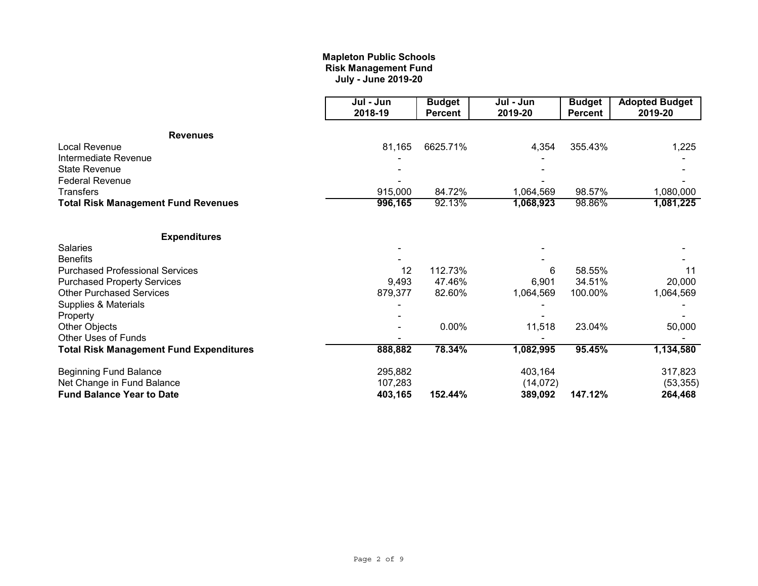**Mapleton Public Schools**
**Risk Management Fund**
**July - June 2019-20**

| | Jul - Jun 2018-19 | Budget Percent | Jul - Jun 2019-20 | Budget Percent | Adopted Budget 2019-20 |
|---|---|---|---|---|---|
| **Revenues** | | | | | |
| Local Revenue | 81,165 | 6625.71% | 4,354 | 355.43% | 1,225 |
| Intermediate Revenue | - | | - | | - |
| State Revenue | - | | - | | - |
| Federal Revenue | - | | - | | - |
| Transfers | 915,000 | 84.72% | 1,064,569 | 98.57% | 1,080,000 |
| **Total Risk Management Fund Revenues** | **996,165** | 92.13% | **1,068,923** | 98.86% | **1,081,225** |
| **Expenditures** | | | | | |
| Salaries | - | | - | | - |
| Benefits | - | | - | | - |
| Purchased Professional Services | 12 | 112.73% | 6 | 58.55% | 11 |
| Purchased Property Services | 9,493 | 47.46% | 6,901 | 34.51% | 20,000 |
| Other Purchased Services | 879,377 | 82.60% | 1,064,569 | 100.00% | 1,064,569 |
| Supplies & Materials | - | | - | | - |
| Property | - | | - | | - |
| Other Objects | - | 0.00% | 11,518 | 23.04% | 50,000 |
| Other Uses of Funds | - | | - | | - |
| **Total Risk Management Fund Expenditures** | **888,882** | **78.34%** | **1,082,995** | **95.45%** | **1,134,580** |
| Beginning Fund Balance | 295,882 | | 403,164 | | 317,823 |
| Net Change in Fund Balance | 107,283 | | (14,072) | | (53,355) |
| **Fund Balance Year to Date** | **403,165** | **152.44%** | **389,092** | **147.12%** | **264,468** |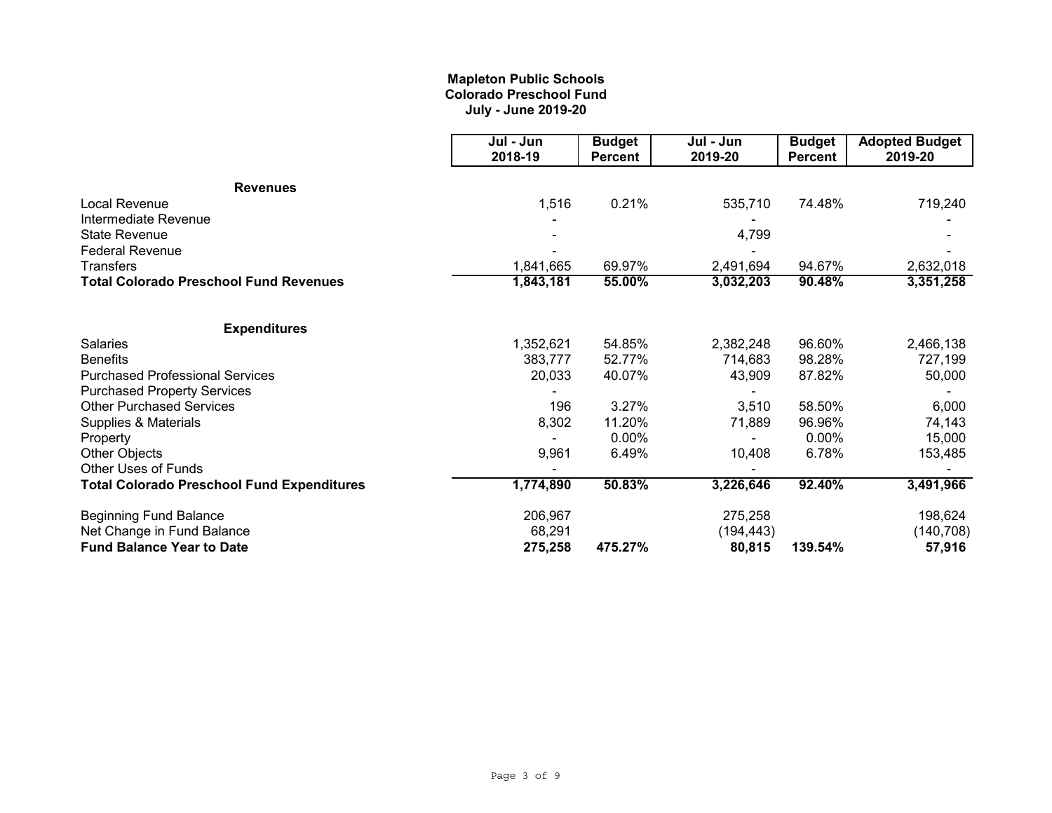# Mapleton Public Schools
## Colorado Preschool Fund
### July - June 2019-20

| | Jul - Jun 2018-19 | Budget Percent | Jul - Jun 2019-20 | Budget Percent | Adopted Budget 2019-20 |
|---|---|---|---|---|---|
| **Revenues** | | | | | |
| Local Revenue | 1,516 | 0.21% | 535,710 | 74.48% | 719,240 |
| Intermediate Revenue | - | | - | | - |
| State Revenue | - | | 4,799 | | - |
| Federal Revenue | - | | - | | - |
| Transfers | 1,841,665 | 69.97% | 2,491,694 | 94.67% | 2,632,018 |
| **Total Colorado Preschool Fund Revenues** | **1,843,181** | **55.00%** | **3,032,203** | **90.48%** | **3,351,258** |
| | | | | | |
| **Expenditures** | | | | | |
| Salaries | 1,352,621 | 54.85% | 2,382,248 | 96.60% | 2,466,138 |
| Benefits | 383,777 | 52.77% | 714,683 | 98.28% | 727,199 |
| Purchased Professional Services | 20,033 | 40.07% | 43,909 | 87.82% | 50,000 |
| Purchased Property Services | - | | - | | - |
| Other Purchased Services | 196 | 3.27% | 3,510 | 58.50% | 6,000 |
| Supplies & Materials | 8,302 | 11.20% | 71,889 | 96.96% | 74,143 |
| Property | - | 0.00% | - | 0.00% | 15,000 |
| Other Objects | 9,961 | 6.49% | 10,408 | 6.78% | 153,485 |
| Other Uses of Funds | - | | - | | - |
| **Total Colorado Preschool Fund Expenditures** | **1,774,890** | **50.83%** | **3,226,646** | **92.40%** | **3,491,966** |
| | | | | | |
| Beginning Fund Balance | 206,967 | | 275,258 | | 198,624 |
| Net Change in Fund Balance | 68,291 | | (194,443) | | (140,708) |
| **Fund Balance Year to Date** | **275,258** | **475.27%** | **80,815** | **139.54%** | **57,916** |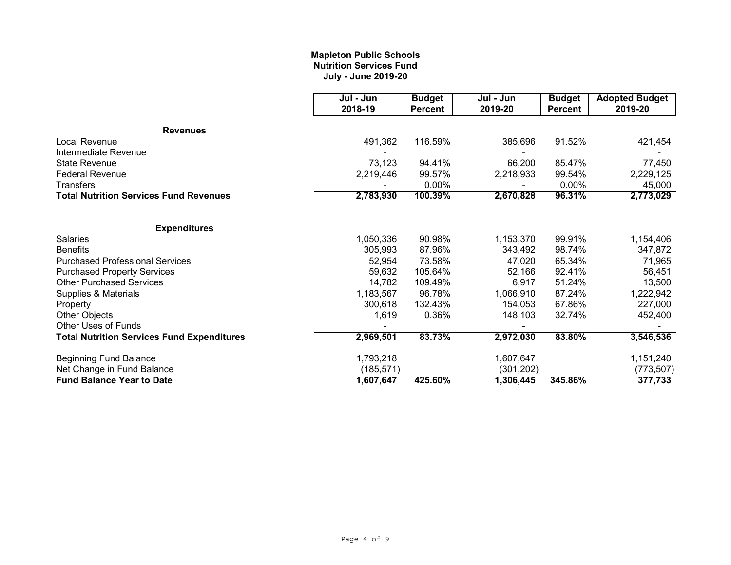**Mapleton Public Schools**
**Nutrition Services Fund**
**July - June 2019-20**

| | Jul - Jun 2018-19 | Budget Percent | Jul - Jun 2019-20 | Budget Percent | Adopted Budget 2019-20 |
|---|---|---|---|---|---|
| **Revenues** | | | | | |
| Local Revenue | 491,362 | 116.59% | 385,696 | 91.52% | 421,454 |
| Intermediate Revenue | - | | - | | - |
| State Revenue | 73,123 | 94.41% | 66,200 | 85.47% | 77,450 |
| Federal Revenue | 2,219,446 | 99.57% | 2,218,933 | 99.54% | 2,229,125 |
| Transfers | - | 0.00% | - | 0.00% | 45,000 |
| **Total Nutrition Services Fund Revenues** | **2,783,930** | **100.39%** | **2,670,828** | **96.31%** | **2,773,029** |
| | | | | | |
| **Expenditures** | | | | | |
| Salaries | 1,050,336 | 90.98% | 1,153,370 | 99.91% | 1,154,406 |
| Benefits | 305,993 | 87.96% | 343,492 | 98.74% | 347,872 |
| Purchased Professional Services | 52,954 | 73.58% | 47,020 | 65.34% | 71,965 |
| Purchased Property Services | 59,632 | 105.64% | 52,166 | 92.41% | 56,451 |
| Other Purchased Services | 14,782 | 109.49% | 6,917 | 51.24% | 13,500 |
| Supplies & Materials | 1,183,567 | 96.78% | 1,066,910 | 87.24% | 1,222,942 |
| Property | 300,618 | 132.43% | 154,053 | 67.86% | 227,000 |
| Other Objects | 1,619 | 0.36% | 148,103 | 32.74% | 452,400 |
| Other Uses of Funds | - | | - | | - |
| **Total Nutrition Services Fund Expenditures** | **2,969,501** | **83.73%** | **2,972,030** | **83.80%** | **3,546,536** |
| | | | | | |
| Beginning Fund Balance | 1,793,218 | | 1,607,647 | | 1,151,240 |
| Net Change in Fund Balance | (185,571) | | (301,202) | | (773,507) |
| **Fund Balance Year to Date** | **1,607,647** | **425.60%** | **1,306,445** | **345.86%** | **377,733** |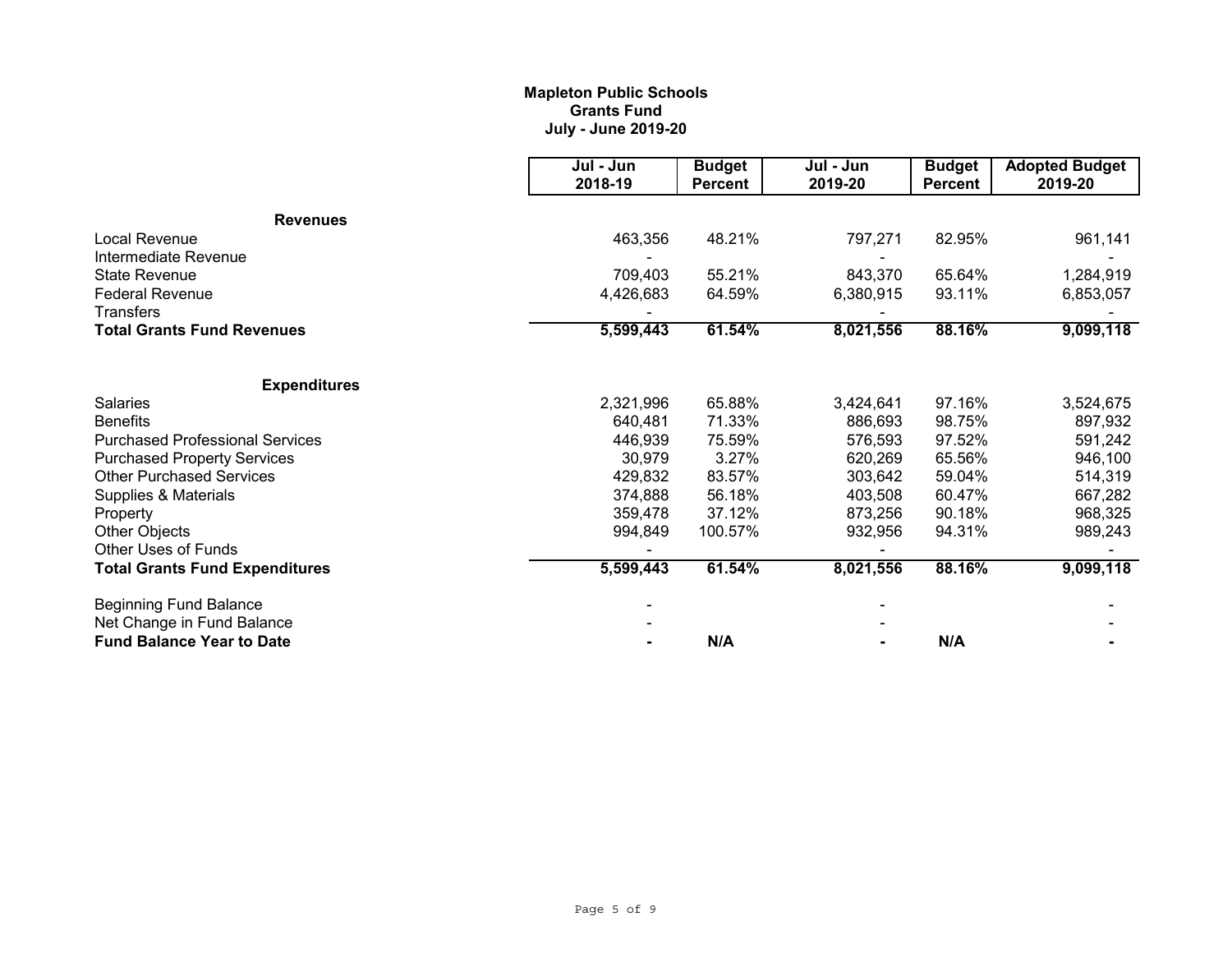**Mapleton Public Schools**
**Grants Fund**
**July - June 2019-20**

| | Jul - Jun 2018-19 | Budget Percent | Jul - Jun 2019-20 | Budget Percent | Adopted Budget 2019-20 |
|---|---|---|---|---|---|
| **Revenues** | | | | | |
| Local Revenue | 463,356 | 48.21% | 797,271 | 82.95% | 961,141 |
| Intermediate Revenue | - | | - | | - |
| State Revenue | 709,403 | 55.21% | 843,370 | 65.64% | 1,284,919 |
| Federal Revenue | 4,426,683 | 64.59% | 6,380,915 | 93.11% | 6,853,057 |
| Transfers | - | | - | | - |
| **Total Grants Fund Revenues** | **5,599,443** | **61.54%** | **8,021,556** | **88.16%** | **9,099,118** |
| | | | | | |
| **Expenditures** | | | | | |
| Salaries | 2,321,996 | 65.88% | 3,424,641 | 97.16% | 3,524,675 |
| Benefits | 640,481 | 71.33% | 886,693 | 98.75% | 897,932 |
| Purchased Professional Services | 446,939 | 75.59% | 576,593 | 97.52% | 591,242 |
| Purchased Property Services | 30,979 | 3.27% | 620,269 | 65.56% | 946,100 |
| Other Purchased Services | 429,832 | 83.57% | 303,642 | 59.04% | 514,319 |
| Supplies & Materials | 374,888 | 56.18% | 403,508 | 60.47% | 667,282 |
| Property | 359,478 | 37.12% | 873,256 | 90.18% | 968,325 |
| Other Objects | 994,849 | 100.57% | 932,956 | 94.31% | 989,243 |
| Other Uses of Funds | - | | - | | - |
| **Total Grants Fund Expenditures** | **5,599,443** | **61.54%** | **8,021,556** | **88.16%** | **9,099,118** |
| | | | | | |
| Beginning Fund Balance | - | | - | | - |
| Net Change in Fund Balance | - | | - | | - |
| **Fund Balance Year to Date** | **-** | **N/A** | **-** | **N/A** | **-** |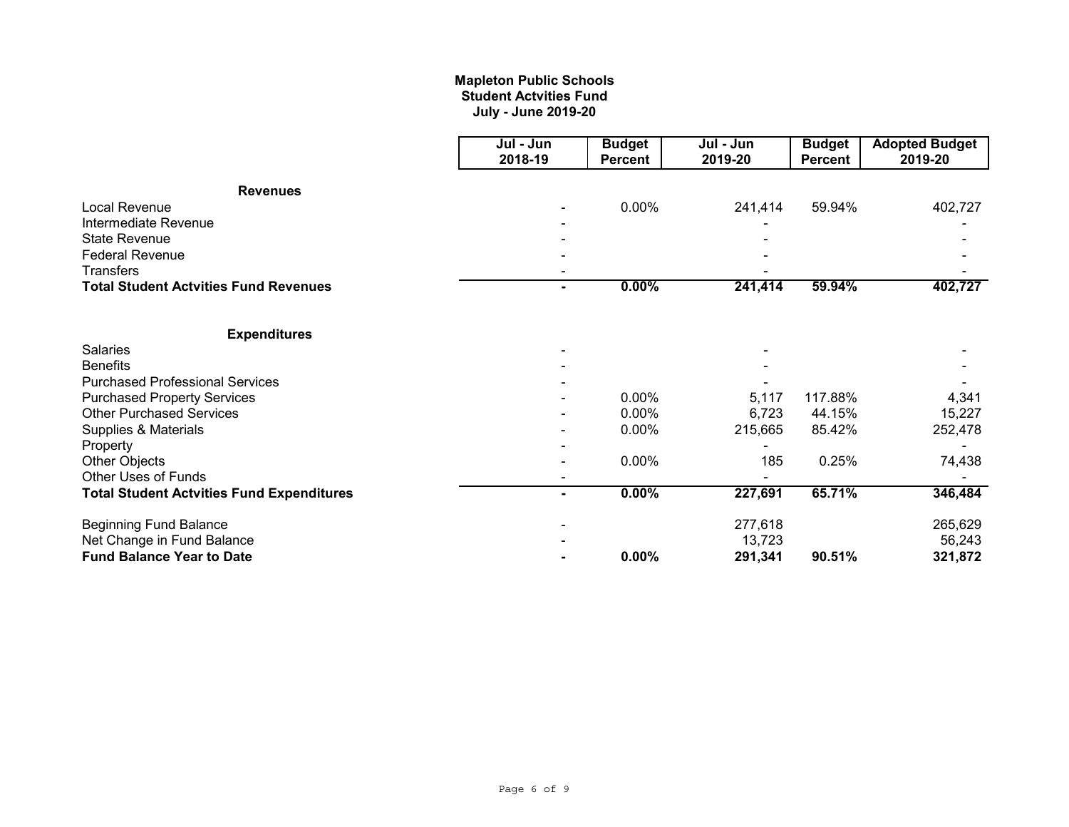**Mapleton Public Schools**
**Student Actvities Fund**
**July - June 2019-20**

| | Jul - Jun 2018-19 | Budget Percent | Jul - Jun 2019-20 | Budget Percent | Adopted Budget 2019-20 |
|---|---|---|---|---|---|
| **Revenues** | | | | | |
| Local Revenue | - | 0.00% | 241,414 | 59.94% | 402,727 |
| Intermediate Revenue | - | | - | | - |
| State Revenue | - | | - | | - |
| Federal Revenue | - | | - | | - |
| Transfers | - | | - | | - |
| **Total Student Actvities Fund Revenues** | **-** | **0.00%** | **241,414** | **59.94%** | **402,727** |
| | | | | | |
| **Expenditures** | | | | | |
| Salaries | - | | - | | - |
| Benefits | - | | - | | - |
| Purchased Professional Services | - | | - | | - |
| Purchased Property Services | - | 0.00% | 5,117 | 117.88% | 4,341 |
| Other Purchased Services | - | 0.00% | 6,723 | 44.15% | 15,227 |
| Supplies & Materials | - | 0.00% | 215,665 | 85.42% | 252,478 |
| Property | - | | - | | - |
| Other Objects | - | 0.00% | 185 | 0.25% | 74,438 |
| Other Uses of Funds | - | | - | | - |
| **Total Student Actvities Fund Expenditures** | **-** | **0.00%** | **227,691** | **65.71%** | **346,484** |
| | | | | | |
| Beginning Fund Balance | - | | 277,618 | | 265,629 |
| Net Change in Fund Balance | - | | 13,723 | | 56,243 |
| **Fund Balance Year to Date** | **-** | **0.00%** | **291,341** | **90.51%** | **321,872** |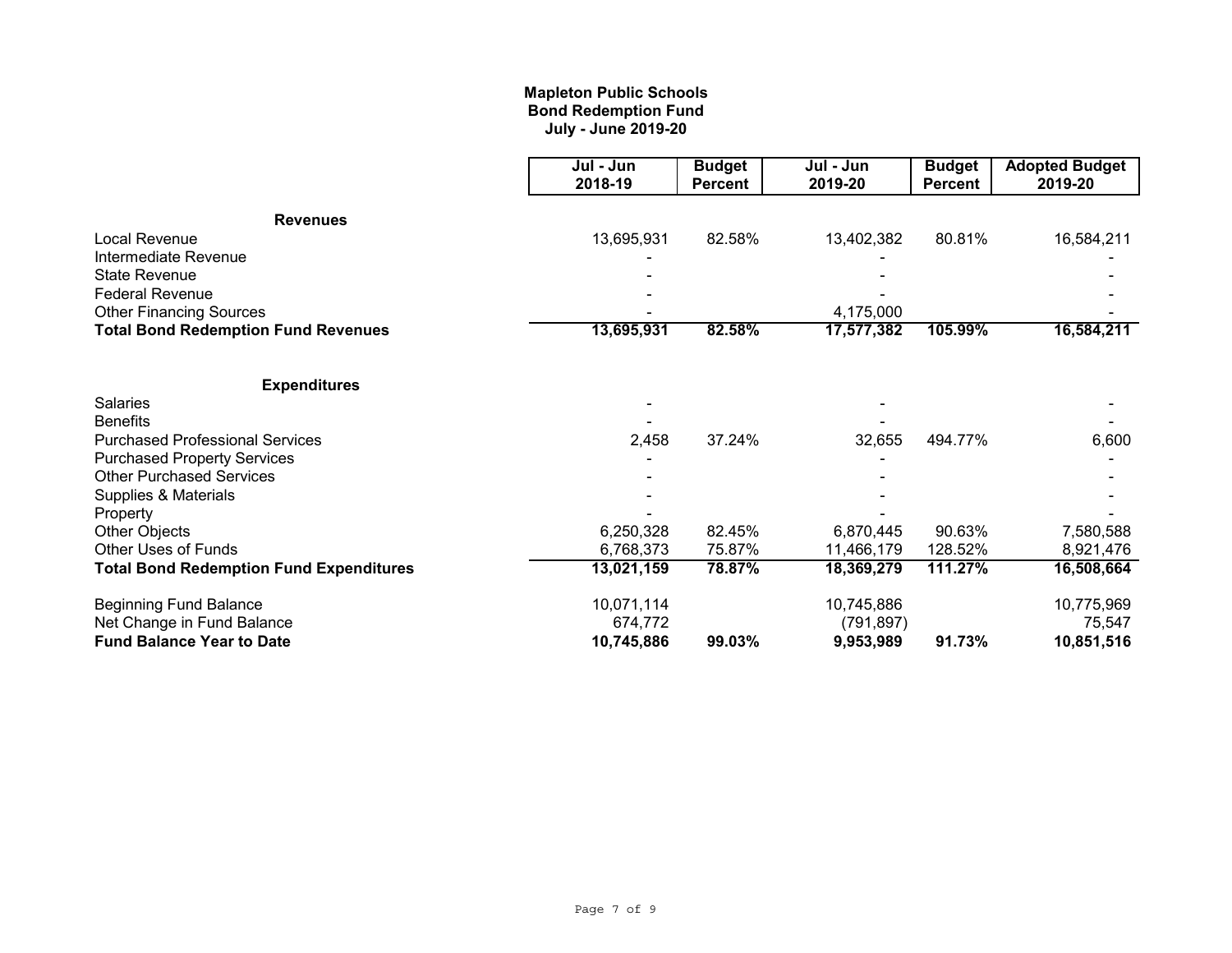**Mapleton Public Schools**
**Bond Redemption Fund**
**July - June 2019-20**

| | Jul - Jun 2018-19 | Budget Percent | Jul - Jun 2019-20 | Budget Percent | Adopted Budget 2019-20 |
|---|---|---|---|---|---|
| **Revenues** | | | | | |
| Local Revenue | 13,695,931 | 82.58% | 13,402,382 | 80.81% | 16,584,211 |
| Intermediate Revenue | - | | - | | - |
| State Revenue | - | | - | | - |
| Federal Revenue | - | | - | | - |
| Other Financing Sources | - | | 4,175,000 | | - |
| **Total Bond Redemption Fund Revenues** | **13,695,931** | **82.58%** | **17,577,382** | **105.99%** | **16,584,211** |
| **Expenditures** | | | | | |
| Salaries | - | | - | | - |
| Benefits | - | | - | | - |
| Purchased Professional Services | 2,458 | 37.24% | 32,655 | 494.77% | 6,600 |
| Purchased Property Services | - | | - | | - |
| Other Purchased Services | - | | - | | - |
| Supplies & Materials | - | | - | | - |
| Property | - | | - | | - |
| Other Objects | 6,250,328 | 82.45% | 6,870,445 | 90.63% | 7,580,588 |
| Other Uses of Funds | 6,768,373 | 75.87% | 11,466,179 | 128.52% | 8,921,476 |
| **Total Bond Redemption Fund Expenditures** | **13,021,159** | **78.87%** | **18,369,279** | **111.27%** | **16,508,664** |
| Beginning Fund Balance | 10,071,114 | | 10,745,886 | | 10,775,969 |
| Net Change in Fund Balance | 674,772 | | (791,897) | | 75,547 |
| **Fund Balance Year to Date** | **10,745,886** | **99.03%** | **9,953,989** | **91.73%** | **10,851,516** |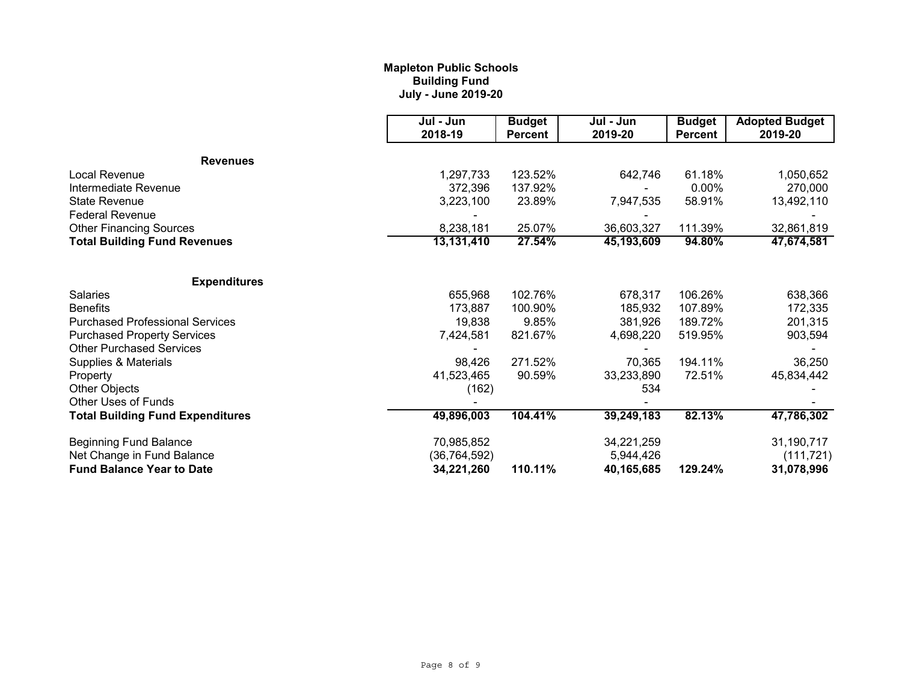**Mapleton Public Schools**
**Building Fund**
**July - June 2019-20**

| | Jul - Jun 2018-19 | Budget Percent | Jul - Jun 2019-20 | Budget Percent | Adopted Budget 2019-20 |
|---|---|---|---|---|---|
| **Revenues** | | | | | |
| Local Revenue | 1,297,733 | 123.52% | 642,746 | 61.18% | 1,050,652 |
| Intermediate Revenue | 372,396 | 137.92% | - | 0.00% | 270,000 |
| State Revenue | 3,223,100 | 23.89% | 7,947,535 | 58.91% | 13,492,110 |
| Federal Revenue | - | | - | | - |
| Other Financing Sources | 8,238,181 | 25.07% | 36,603,327 | 111.39% | 32,861,819 |
| **Total Building Fund Revenues** | **13,131,410** | **27.54%** | **45,193,609** | **94.80%** | **47,674,581** |
| **Expenditures** | | | | | |
| Salaries | 655,968 | 102.76% | 678,317 | 106.26% | 638,366 |
| Benefits | 173,887 | 100.90% | 185,932 | 107.89% | 172,335 |
| Purchased Professional Services | 19,838 | 9.85% | 381,926 | 189.72% | 201,315 |
| Purchased Property Services | 7,424,581 | 821.67% | 4,698,220 | 519.95% | 903,594 |
| Other Purchased Services | - | | - | | - |
| Supplies & Materials | 98,426 | 271.52% | 70,365 | 194.11% | 36,250 |
| Property | 41,523,465 | 90.59% | 33,233,890 | 72.51% | 45,834,442 |
| Other Objects | (162) | | 534 | | - |
| Other Uses of Funds | - | | - | | - |
| **Total Building Fund Expenditures** | **49,896,003** | **104.41%** | **39,249,183** | **82.13%** | **47,786,302** |
| Beginning Fund Balance | 70,985,852 | | 34,221,259 | | 31,190,717 |
| Net Change in Fund Balance | (36,764,592) | | 5,944,426 | | (111,721) |
| **Fund Balance Year to Date** | **34,221,260** | **110.11%** | **40,165,685** | **129.24%** | **31,078,996** |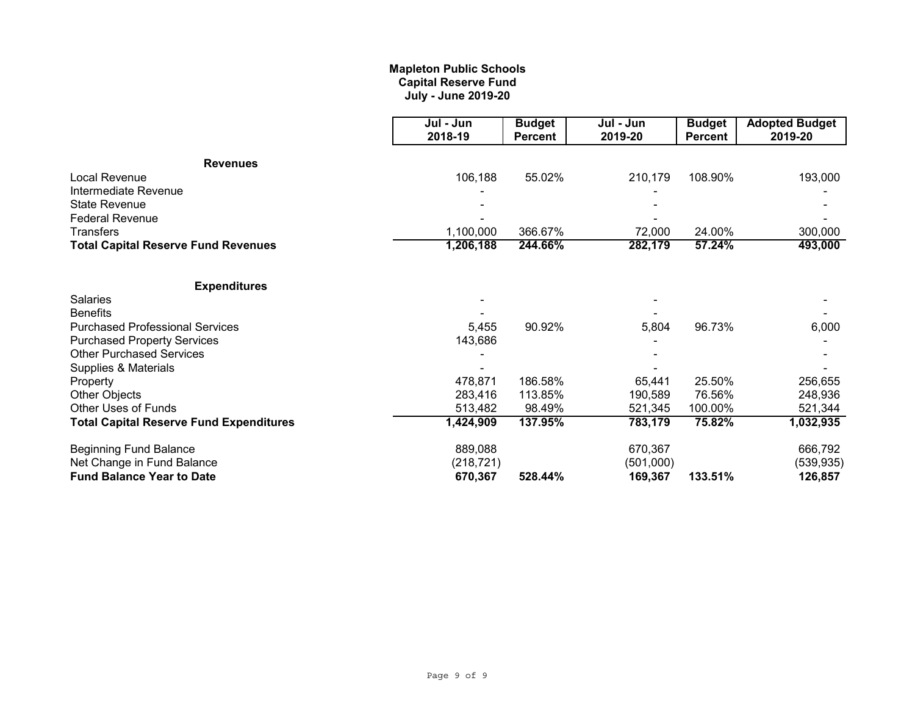**Mapleton Public Schools**
**Capital Reserve Fund**
**July - June 2019-20**

| | Jul - Jun 2018-19 | Budget Percent | Jul - Jun 2019-20 | Budget Percent | Adopted Budget 2019-20 |
|---|---|---|---|---|---|
| **Revenues** | | | | | |
| Local Revenue | 106,188 | 55.02% | 210,179 | 108.90% | 193,000 |
| Intermediate Revenue | - | | - | | - |
| State Revenue | - | | - | | - |
| Federal Revenue | - | | - | | - |
| Transfers | 1,100,000 | 366.67% | 72,000 | 24.00% | 300,000 |
| **Total Capital Reserve Fund Revenues** | **1,206,188** | **244.66%** | **282,179** | **57.24%** | **493,000** |
| | | | | | |
| **Expenditures** | | | | | |
| Salaries | - | | - | | - |
| Benefits | - | | - | | - |
| Purchased Professional Services | 5,455 | 90.92% | 5,804 | 96.73% | 6,000 |
| Purchased Property Services | 143,686 | | - | | - |
| Other Purchased Services | - | | - | | - |
| Supplies & Materials | - | | - | | - |
| Property | 478,871 | 186.58% | 65,441 | 25.50% | 256,655 |
| Other Objects | 283,416 | 113.85% | 190,589 | 76.56% | 248,936 |
| Other Uses of Funds | 513,482 | 98.49% | 521,345 | 100.00% | 521,344 |
| **Total Capital Reserve Fund Expenditures** | **1,424,909** | **137.95%** | **783,179** | **75.82%** | **1,032,935** |
| | | | | | |
| Beginning Fund Balance | 889,088 | | 670,367 | | 666,792 |
| Net Change in Fund Balance | (218,721) | | (501,000) | | (539,935) |
| **Fund Balance Year to Date** | **670,367** | **528.44%** | **169,367** | **133.51%** | **126,857** |